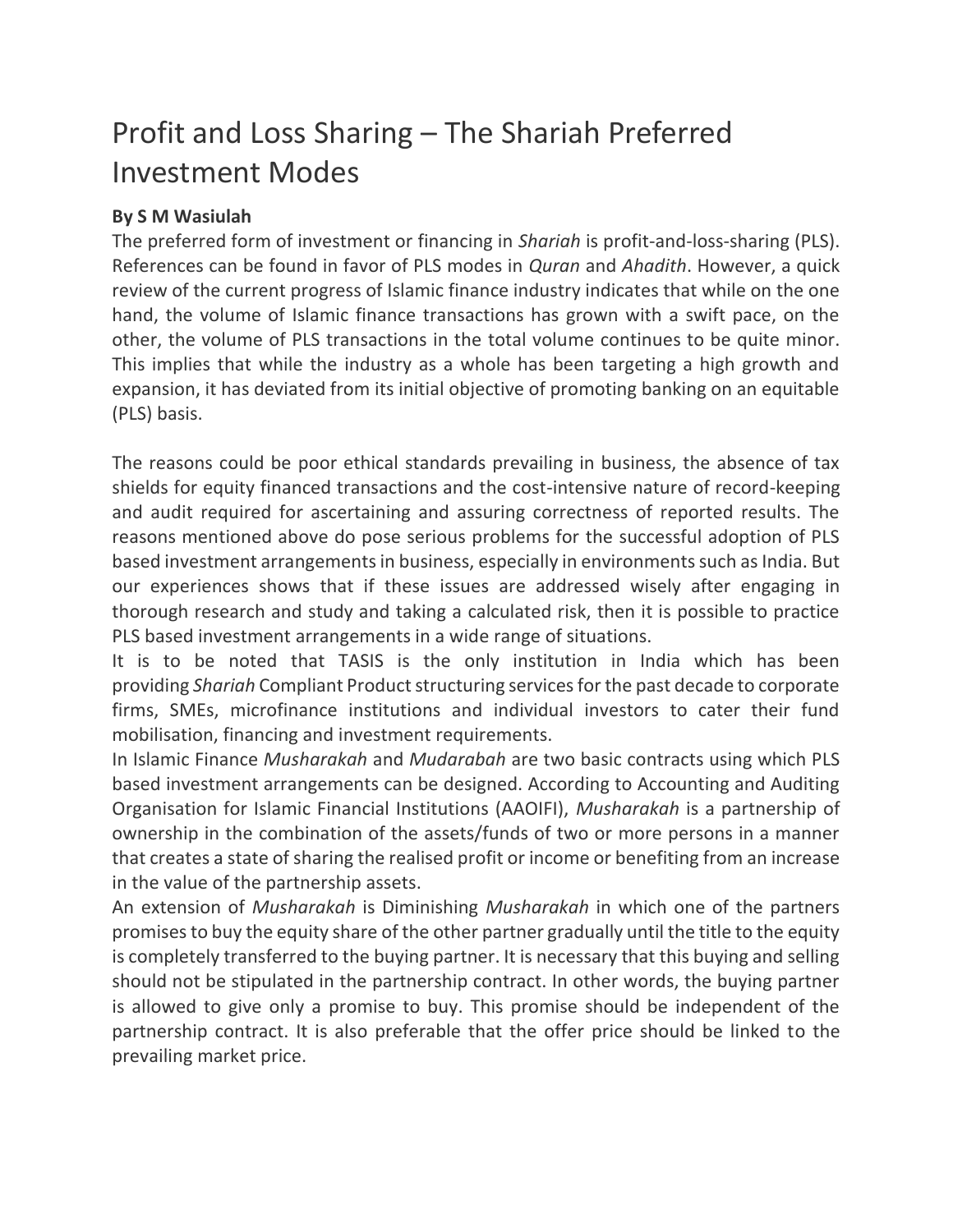# Profit and Loss Sharing – The Shariah Preferred Investment Modes

**By S M Wasiulah**

The preferred form of investment or financing in *Shariah* is profit-and-loss-sharing (PLS). References can be found in favor of PLS modes in *Quran* and *Ahadith*. However, a quick review of the current progress of Islamic finance industry indicates that while on the one hand, the volume of Islamic finance transactions has grown with a swift pace, on the other, the volume of PLS transactions in the total volume continues to be quite minor. This implies that while the industry as a whole has been targeting a high growth and expansion, it has deviated from its initial objective of promoting banking on an equitable (PLS) basis.

The reasons could be poor ethical standards prevailing in business, the absence of tax shields for equity financed transactions and the cost-intensive nature of record-keeping and audit required for ascertaining and assuring correctness of reported results. The reasons mentioned above do pose serious problems for the successful adoption of PLS based investment arrangements in business, especially in environments such as India. But our experiences shows that if these issues are addressed wisely after engaging in thorough research and study and taking a calculated risk, then it is possible to practice PLS based investment arrangements in a wide range of situations.

It is to be noted that TASIS is the only institution in India which has been providing *Shariah* Compliant Product structuring services for the past decade to corporate firms, SMEs, microfinance institutions and individual investors to cater their fund mobilisation, financing and investment requirements.

In Islamic Finance *Musharakah* and *Mudarabah* are two basic contracts using which PLS based investment arrangements can be designed. According to Accounting and Auditing Organisation for Islamic Financial Institutions (AAOIFI), *Musharakah* is a partnership of ownership in the combination of the assets/funds of two or more persons in a manner that creates a state of sharing the realised profit or income or benefiting from an increase in the value of the partnership assets.

An extension of *Musharakah* is Diminishing *Musharakah* in which one of the partners promises to buy the equity share of the other partner gradually until the title to the equity is completely transferred to the buying partner. It is necessary that this buying and selling should not be stipulated in the partnership contract. In other words, the buying partner is allowed to give only a promise to buy. This promise should be independent of the partnership contract. It is also preferable that the offer price should be linked to the prevailing market price.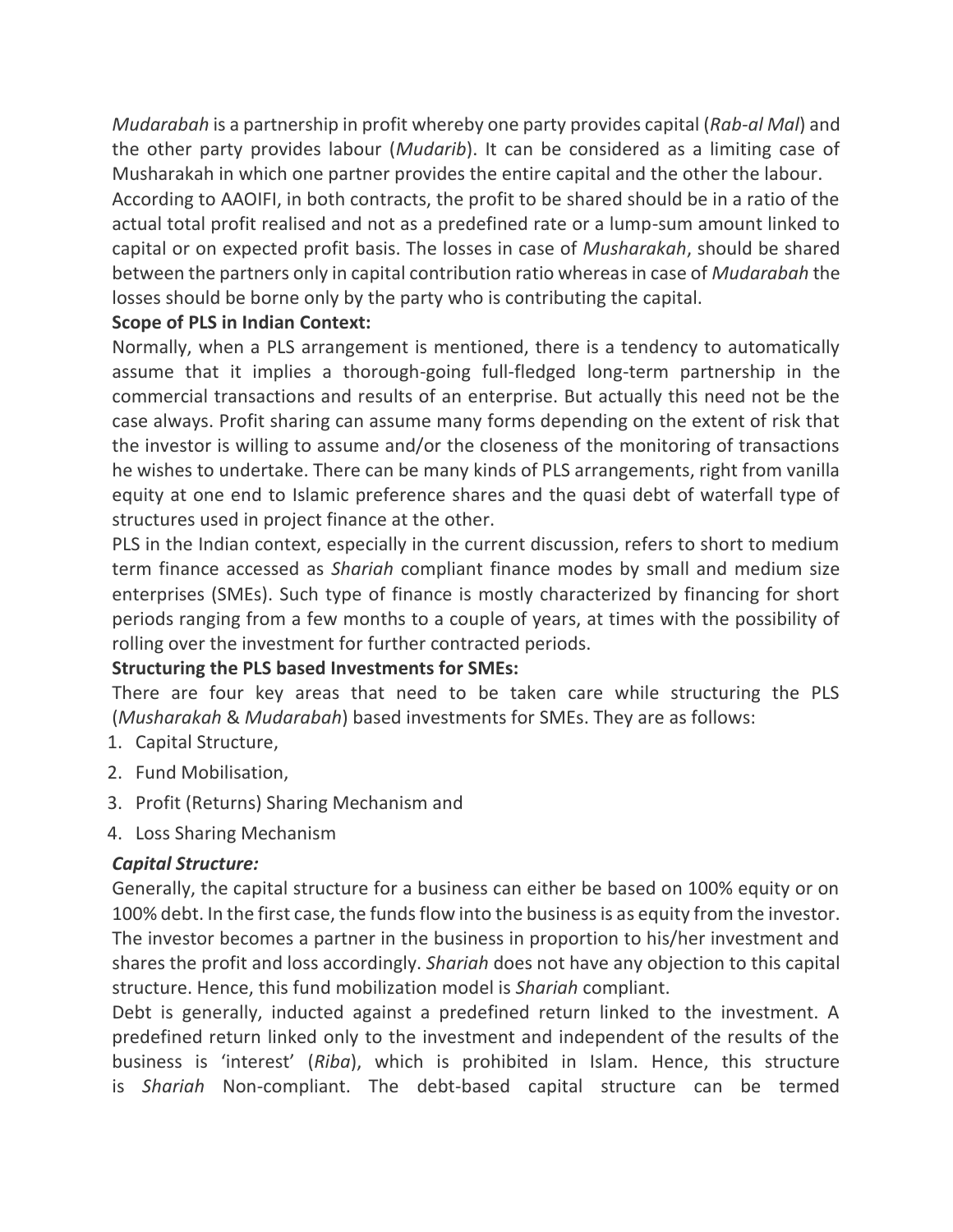*Mudarabah* is a partnership in profit whereby one party provides capital (*Rab-al Mal*) and the other party provides labour (*Mudarib*). It can be considered as a limiting case of Musharakah in which one partner provides the entire capital and the other the labour.

According to AAOIFI, in both contracts, the profit to be shared should be in a ratio of the actual total profit realised and not as a predefined rate or a lump-sum amount linked to capital or on expected profit basis. The losses in case of *Musharakah*, should be shared between the partners only in capital contribution ratio whereas in case of *Mudarabah* the losses should be borne only by the party who is contributing the capital.

**Scope of PLS in Indian Context:**

Normally, when a PLS arrangement is mentioned, there is a tendency to automatically assume that it implies a thorough-going full-fledged long-term partnership in the commercial transactions and results of an enterprise. But actually this need not be the case always. Profit sharing can assume many forms depending on the extent of risk that the investor is willing to assume and/or the closeness of the monitoring of transactions he wishes to undertake. There can be many kinds of PLS arrangements, right from vanilla equity at one end to Islamic preference shares and the quasi debt of waterfall type of structures used in project finance at the other.

PLS in the Indian context, especially in the current discussion, refers to short to medium term finance accessed as *Shariah* compliant finance modes by small and medium size enterprises (SMEs). Such type of finance is mostly characterized by financing for short periods ranging from a few months to a couple of years, at times with the possibility of rolling over the investment for further contracted periods.

**Structuring the PLS based Investments for SMEs:**

There are four key areas that need to be taken care while structuring the PLS (*Musharakah* & *Mudarabah*) based investments for SMEs. They are as follows:

1. Capital Structure,
2. Fund Mobilisation,
3. Profit (Returns) Sharing Mechanism and
4. Loss Sharing Mechanism

***Capital Structure:***

Generally, the capital structure for a business can either be based on 100% equity or on 100% debt. In the first case, the funds flow into the business is as equity from the investor. The investor becomes a partner in the business in proportion to his/her investment and shares the profit and loss accordingly. *Shariah* does not have any objection to this capital structure. Hence, this fund mobilization model is *Shariah* compliant.

Debt is generally, inducted against a predefined return linked to the investment. A predefined return linked only to the investment and independent of the results of the business is 'interest' (*Riba*), which is prohibited in Islam. Hence, this structure is *Shariah* Non-compliant. The debt-based capital structure can be termed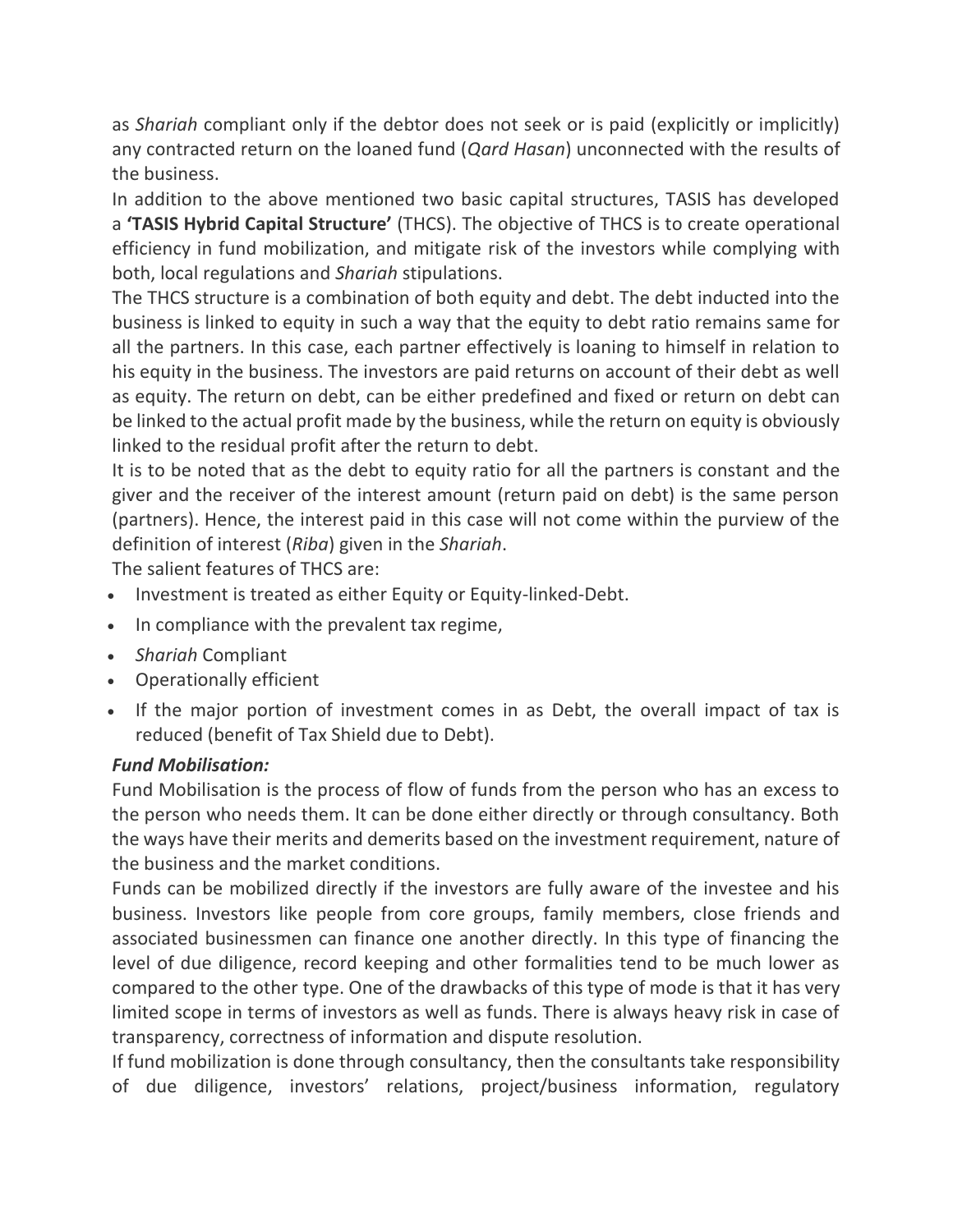as *Shariah* compliant only if the debtor does not seek or is paid (explicitly or implicitly) any contracted return on the loaned fund (*Qard Hasan*) unconnected with the results of the business.

In addition to the above mentioned two basic capital structures, TASIS has developed a **'TASIS Hybrid Capital Structure'** (THCS). The objective of THCS is to create operational efficiency in fund mobilization, and mitigate risk of the investors while complying with both, local regulations and *Shariah* stipulations.

The THCS structure is a combination of both equity and debt. The debt inducted into the business is linked to equity in such a way that the equity to debt ratio remains same for all the partners. In this case, each partner effectively is loaning to himself in relation to his equity in the business. The investors are paid returns on account of their debt as well as equity. The return on debt, can be either predefined and fixed or return on debt can be linked to the actual profit made by the business, while the return on equity is obviously linked to the residual profit after the return to debt.

It is to be noted that as the debt to equity ratio for all the partners is constant and the giver and the receiver of the interest amount (return paid on debt) is the same person (partners). Hence, the interest paid in this case will not come within the purview of the definition of interest (*Riba*) given in the *Shariah*.

The salient features of THCS are:

- Investment is treated as either Equity or Equity-linked-Debt.
- In compliance with the prevalent tax regime,
- *Shariah* Compliant
- Operationally efficient
- If the major portion of investment comes in as Debt, the overall impact of tax is reduced (benefit of Tax Shield due to Debt).

***Fund Mobilisation:***

Fund Mobilisation is the process of flow of funds from the person who has an excess to the person who needs them. It can be done either directly or through consultancy. Both the ways have their merits and demerits based on the investment requirement, nature of the business and the market conditions.

Funds can be mobilized directly if the investors are fully aware of the investee and his business. Investors like people from core groups, family members, close friends and associated businessmen can finance one another directly. In this type of financing the level of due diligence, record keeping and other formalities tend to be much lower as compared to the other type. One of the drawbacks of this type of mode is that it has very limited scope in terms of investors as well as funds. There is always heavy risk in case of transparency, correctness of information and dispute resolution.

If fund mobilization is done through consultancy, then the consultants take responsibility of due diligence, investors' relations, project/business information, regulatory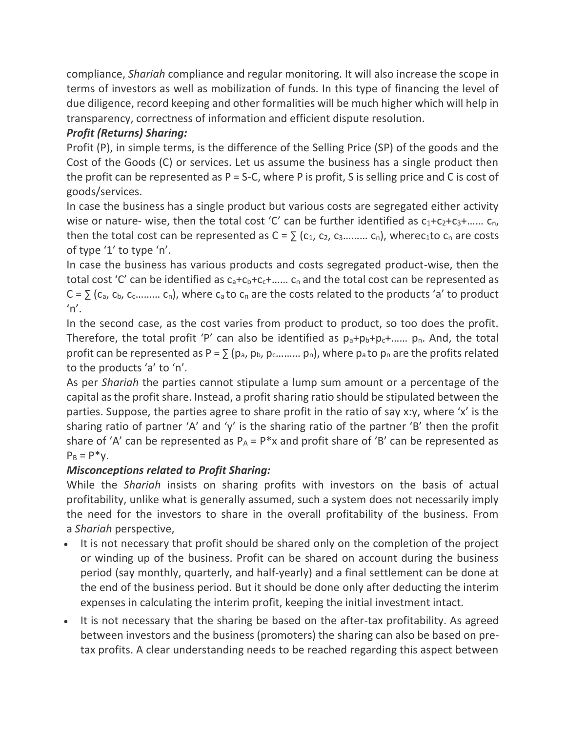compliance, *Shariah* compliance and regular monitoring. It will also increase the scope in terms of investors as well as mobilization of funds. In this type of financing the level of due diligence, record keeping and other formalities will be much higher which will help in transparency, correctness of information and efficient dispute resolution.

***Profit (Returns) Sharing:***

Profit (P), in simple terms, is the difference of the Selling Price (SP) of the goods and the Cost of the Goods (C) or services. Let us assume the business has a single product then the profit can be represented as $P = S\text{-}C$, where P is profit, S is selling price and C is cost of goods/services.

In case the business has a single product but various costs are segregated either activity wise or nature- wise, then the total cost 'C' can be further identified as $c_1+c_2+c_3+\ldots\ldots c_n$, then the total cost can be represented as $C = \sum (c_1, c_2, c_3\ldots\ldots\ldots c_n)$, where$c_1$to $c_n$ are costs of type '1' to type 'n'.

In case the business has various products and costs segregated product-wise, then the total cost 'C' can be identified as $c_a+c_b+c_c+\ldots\ldots c_n$ and the total cost can be represented as $C = \sum (c_a, c_b, c_c\ldots\ldots\ldots c_n)$, where $c_a$ to $c_n$ are the costs related to the products 'a' to product 'n'.

In the second case, as the cost varies from product to product, so too does the profit. Therefore, the total profit 'P' can also be identified as $p_a+p_b+p_c+\ldots\ldots p_n$. And, the total profit can be represented as $P = \sum (p_a, p_b, p_c\ldots\ldots\ldots p_n)$, where $p_a$ to $p_n$ are the profits related to the products 'a' to 'n'.

As per *Shariah* the parties cannot stipulate a lump sum amount or a percentage of the capital as the profit share. Instead, a profit sharing ratio should be stipulated between the parties. Suppose, the parties agree to share profit in the ratio of say x:y, where 'x' is the sharing ratio of partner 'A' and 'y' is the sharing ratio of the partner 'B' then the profit share of 'A' can be represented as $P_A = P*x$ and profit share of 'B' can be represented as $P_B = P*y$.

***Misconceptions related to Profit Sharing:***

While the *Shariah* insists on sharing profits with investors on the basis of actual profitability, unlike what is generally assumed, such a system does not necessarily imply the need for the investors to share in the overall profitability of the business. From a *Shariah* perspective,

- It is not necessary that profit should be shared only on the completion of the project or winding up of the business. Profit can be shared on account during the business period (say monthly, quarterly, and half-yearly) and a final settlement can be done at the end of the business period. But it should be done only after deducting the interim expenses in calculating the interim profit, keeping the initial investment intact.
- It is not necessary that the sharing be based on the after-tax profitability. As agreed between investors and the business (promoters) the sharing can also be based on pre-tax profits. A clear understanding needs to be reached regarding this aspect between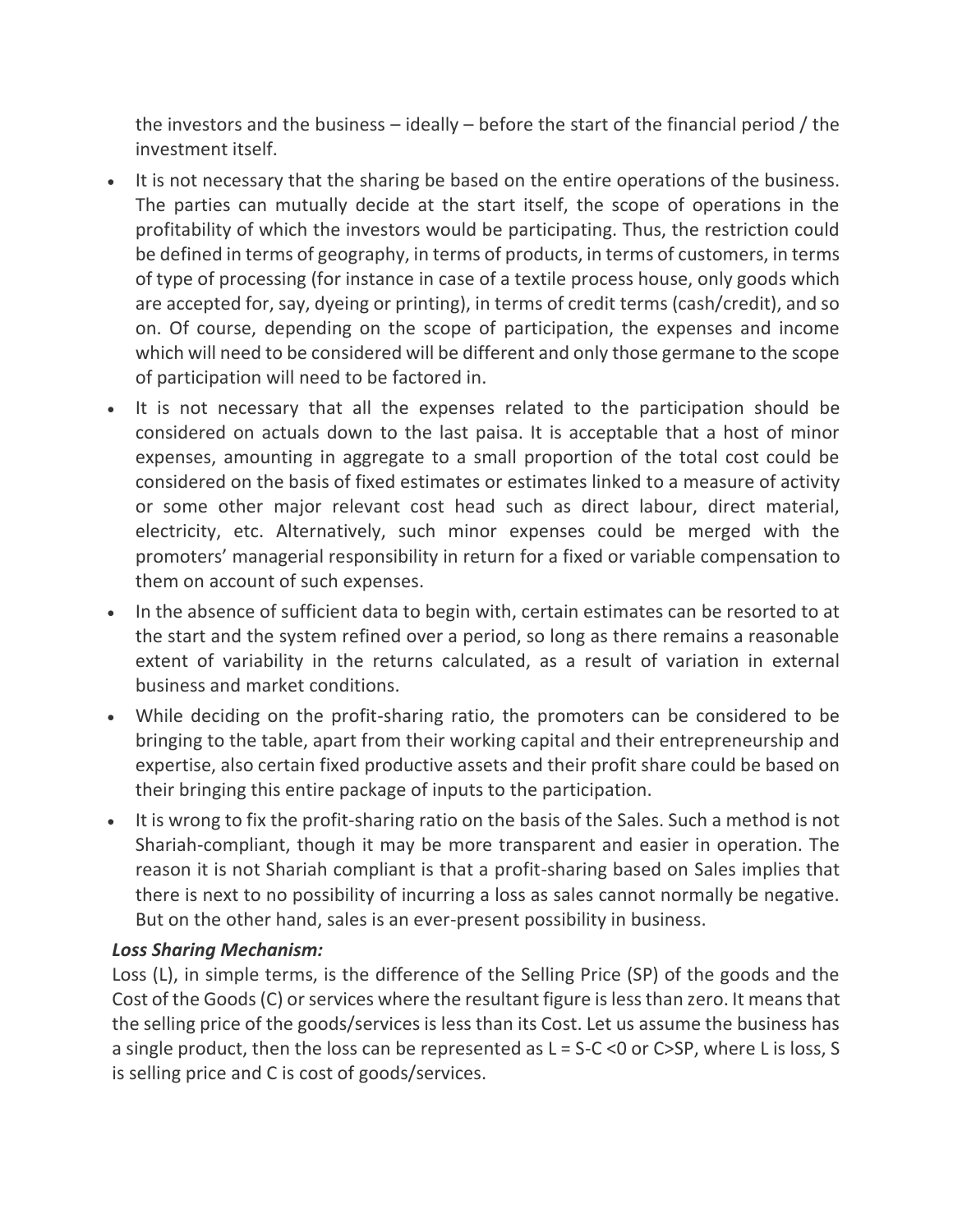the investors and the business – ideally – before the start of the financial period / the investment itself.

- It is not necessary that the sharing be based on the entire operations of the business. The parties can mutually decide at the start itself, the scope of operations in the profitability of which the investors would be participating. Thus, the restriction could be defined in terms of geography, in terms of products, in terms of customers, in terms of type of processing (for instance in case of a textile process house, only goods which are accepted for, say, dyeing or printing), in terms of credit terms (cash/credit), and so on. Of course, depending on the scope of participation, the expenses and income which will need to be considered will be different and only those germane to the scope of participation will need to be factored in.
- It is not necessary that all the expenses related to the participation should be considered on actuals down to the last paisa. It is acceptable that a host of minor expenses, amounting in aggregate to a small proportion of the total cost could be considered on the basis of fixed estimates or estimates linked to a measure of activity or some other major relevant cost head such as direct labour, direct material, electricity, etc. Alternatively, such minor expenses could be merged with the promoters' managerial responsibility in return for a fixed or variable compensation to them on account of such expenses.
- In the absence of sufficient data to begin with, certain estimates can be resorted to at the start and the system refined over a period, so long as there remains a reasonable extent of variability in the returns calculated, as a result of variation in external business and market conditions.
- While deciding on the profit-sharing ratio, the promoters can be considered to be bringing to the table, apart from their working capital and their entrepreneurship and expertise, also certain fixed productive assets and their profit share could be based on their bringing this entire package of inputs to the participation.
- It is wrong to fix the profit-sharing ratio on the basis of the Sales. Such a method is not Shariah-compliant, though it may be more transparent and easier in operation. The reason it is not Shariah compliant is that a profit-sharing based on Sales implies that there is next to no possibility of incurring a loss as sales cannot normally be negative. But on the other hand, sales is an ever-present possibility in business.

***Loss Sharing Mechanism:***

Loss (L), in simple terms, is the difference of the Selling Price (SP) of the goods and the Cost of the Goods (C) or services where the resultant figure is less than zero. It means that the selling price of the goods/services is less than its Cost. Let us assume the business has a single product, then the loss can be represented as $L = S\text{-}C < 0$ or $C > SP$, where L is loss, S is selling price and C is cost of goods/services.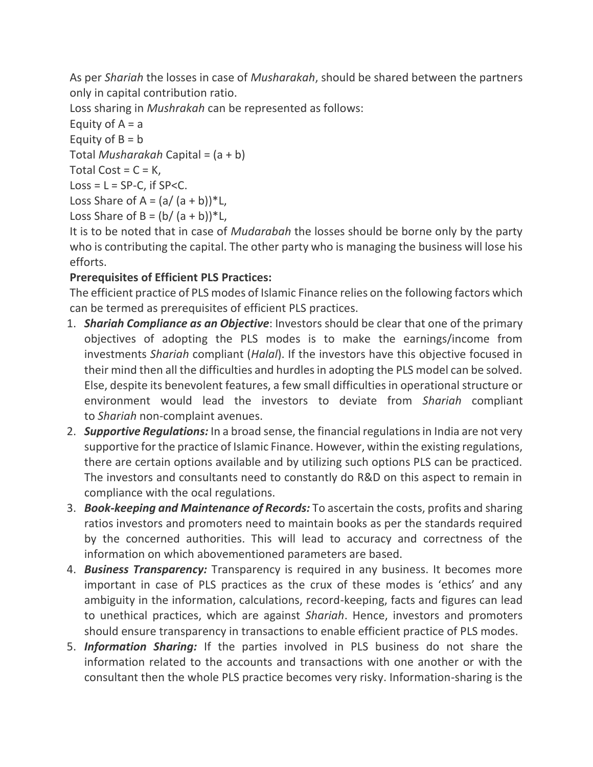As per *Shariah* the losses in case of *Musharakah*, should be shared between the partners only in capital contribution ratio.

Loss sharing in *Mushrakah* can be represented as follows:

Equity of A = a

Equity of B = b

Total *Musharakah* Capital = (a + b)

Total Cost = C = K,

Loss = L = SP-C, if SP<C.

Loss Share of A = (a/ (a + b))*L,

Loss Share of B = (b/ (a + b))*L,

It is to be noted that in case of *Mudarabah* the losses should be borne only by the party who is contributing the capital. The other party who is managing the business will lose his efforts.

**Prerequisites of Efficient PLS Practices:**

The efficient practice of PLS modes of Islamic Finance relies on the following factors which can be termed as prerequisites of efficient PLS practices.

1. ***Shariah Compliance as an Objective***: Investors should be clear that one of the primary objectives of adopting the PLS modes is to make the earnings/income from investments *Shariah* compliant (*Halal*). If the investors have this objective focused in their mind then all the difficulties and hurdles in adopting the PLS model can be solved. Else, despite its benevolent features, a few small difficulties in operational structure or environment would lead the investors to deviate from *Shariah* compliant to *Shariah* non-complaint avenues.
2. ***Supportive Regulations:*** In a broad sense, the financial regulations in India are not very supportive for the practice of Islamic Finance. However, within the existing regulations, there are certain options available and by utilizing such options PLS can be practiced. The investors and consultants need to constantly do R&D on this aspect to remain in compliance with the ocal regulations.
3. ***Book-keeping and Maintenance of Records:*** To ascertain the costs, profits and sharing ratios investors and promoters need to maintain books as per the standards required by the concerned authorities. This will lead to accuracy and correctness of the information on which abovementioned parameters are based.
4. ***Business Transparency:*** Transparency is required in any business. It becomes more important in case of PLS practices as the crux of these modes is 'ethics' and any ambiguity in the information, calculations, record-keeping, facts and figures can lead to unethical practices, which are against *Shariah*. Hence, investors and promoters should ensure transparency in transactions to enable efficient practice of PLS modes.
5. ***Information Sharing:*** If the parties involved in PLS business do not share the information related to the accounts and transactions with one another or with the consultant then the whole PLS practice becomes very risky. Information-sharing is the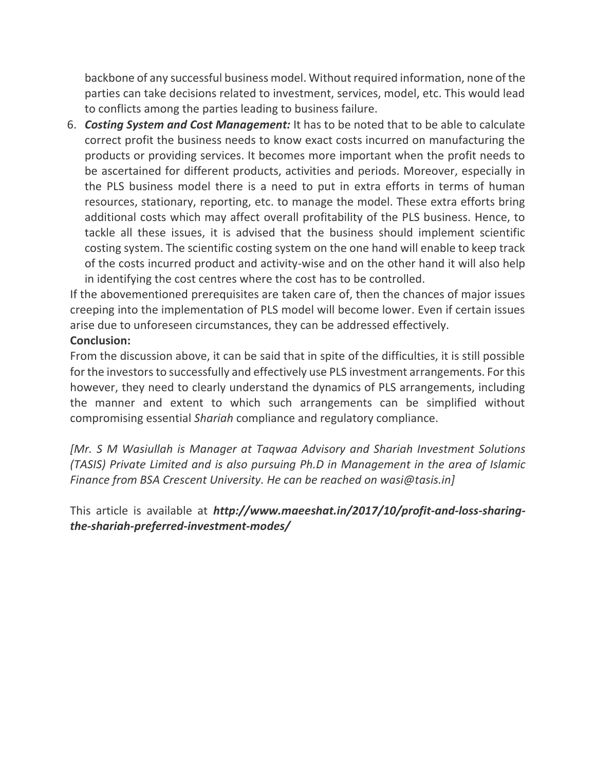backbone of any successful business model. Without required information, none of the parties can take decisions related to investment, services, model, etc. This would lead to conflicts among the parties leading to business failure.

6. ***Costing System and Cost Management:*** It has to be noted that to be able to calculate correct profit the business needs to know exact costs incurred on manufacturing the products or providing services. It becomes more important when the profit needs to be ascertained for different products, activities and periods. Moreover, especially in the PLS business model there is a need to put in extra efforts in terms of human resources, stationary, reporting, etc. to manage the model. These extra efforts bring additional costs which may affect overall profitability of the PLS business. Hence, to tackle all these issues, it is advised that the business should implement scientific costing system. The scientific costing system on the one hand will enable to keep track of the costs incurred product and activity-wise and on the other hand it will also help in identifying the cost centres where the cost has to be controlled.

If the abovementioned prerequisites are taken care of, then the chances of major issues creeping into the implementation of PLS model will become lower. Even if certain issues arise due to unforeseen circumstances, they can be addressed effectively.

**Conclusion:**

From the discussion above, it can be said that in spite of the difficulties, it is still possible for the investors to successfully and effectively use PLS investment arrangements. For this however, they need to clearly understand the dynamics of PLS arrangements, including the manner and extent to which such arrangements can be simplified without compromising essential *Shariah* compliance and regulatory compliance.

*[Mr. S M Wasiullah is Manager at Taqwaa Advisory and Shariah Investment Solutions (TASIS) Private Limited and is also pursuing Ph.D in Management in the area of Islamic Finance from BSA Crescent University. He can be reached on wasi@tasis.in]*

This article is available at ***http://www.maeeshat.in/2017/10/profit-and-loss-sharing-the-shariah-preferred-investment-modes/***